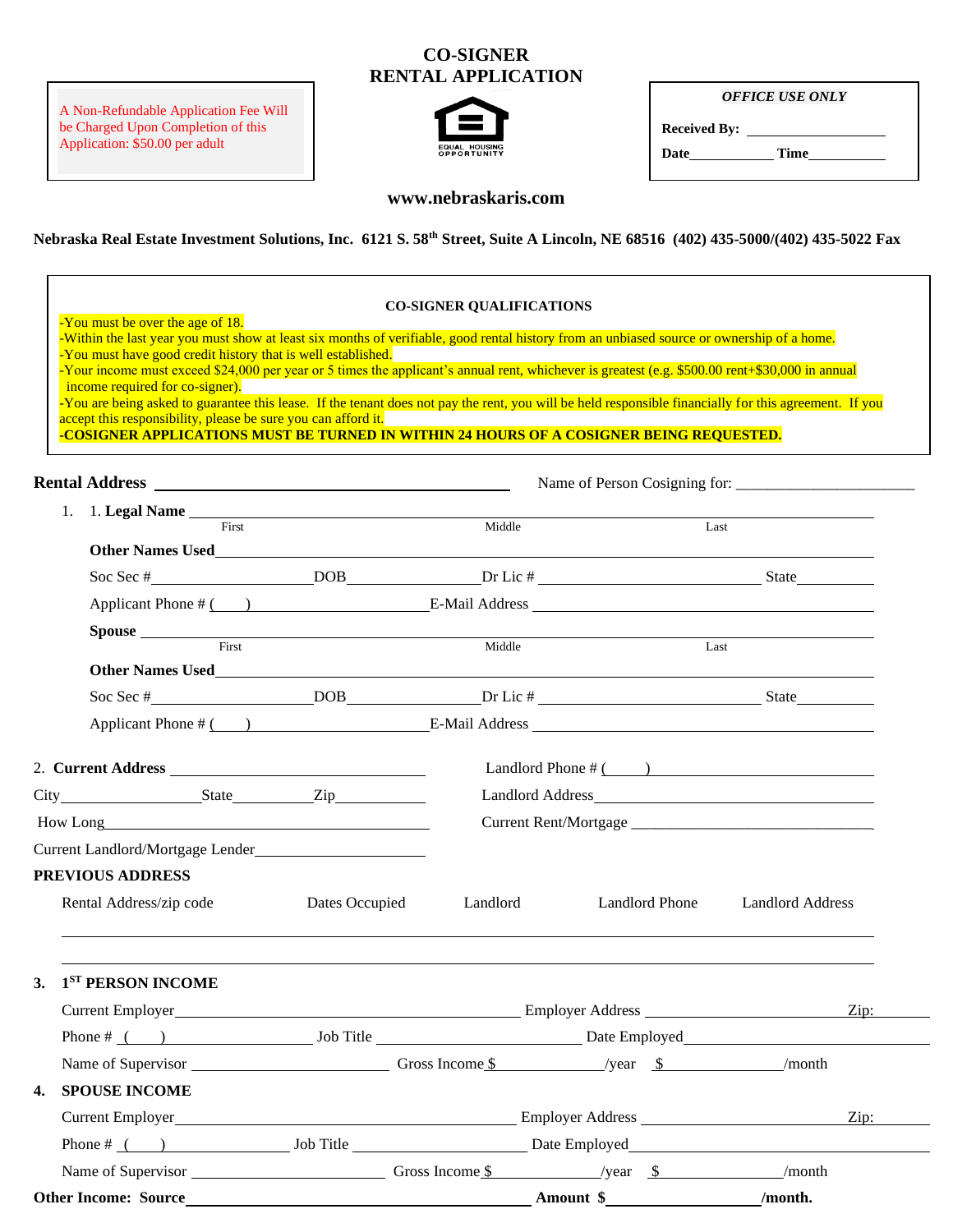# CO-SIGNER RENTAL APPLICATION

A Non-Refundable Application Fee Will be Charged Upon Completion of this Application: $50.00 per adult

EQUAL HOUSING OPPORTUNITY

*OFFICE USE ONLY*

**Received By:** ____________________

**Date**____________ **Time**__________

**www.nebraskaris.com**

**Nebraska Real Estate Investment Solutions, Inc. 6121 S. 58th Street, Suite A Lincoln, NE 68516 (402) 435-5000/(402) 435-5022 Fax**

**CO-SIGNER QUALIFICATIONS**

-You must be over the age of 18.
-Within the last year you must show at least six months of verifiable, good rental history from an unbiased source or ownership of a home.
-You must have good credit history that is well established.
-Your income must exceed $24,000 per year or 5 times the applicant's annual rent, whichever is greatest (e.g. $500.00 rent+$30,000 in annual income required for co-signer).
-You are being asked to guarantee this lease. If the tenant does not pay the rent, you will be held responsible financially for this agreement. If you accept this responsibility, please be sure you can afford it.
**-COSIGNER APPLICATIONS MUST BE TURNED IN WITHIN 24 HOURS OF A COSIGNER BEING REQUESTED.**

**Rental Address** ________________________________ Name of Person Cosigning for: _______________________

1. 1. **Legal Name** ______________________________________________________________
   First Middle Last

   **Other Names Used**______________________________________________________________

   Soc Sec #____________________DOB________________Dr Lic # ___________________________ State__________

   Applicant Phone # (____)______________________E-Mail Address ___________________________________________

   **Spouse** ______________________________________________________________
   First Middle Last

   **Other Names Used**______________________________________________________________

   Soc Sec #____________________DOB________________Dr Lic # ___________________________ State__________

   Applicant Phone # (____)______________________E-Mail Address ___________________________________________

2. **Current Address** ______________________________ Landlord Phone # (____)______________________

City________________State__________Zip___________ Landlord Address__________________________________

How Long___________________________________________ Current Rent/Mortgage _______________________________

Current Landlord/Mortgage Lender_____________________

**PREVIOUS ADDRESS**

| Rental Address/zip code | Dates Occupied | Landlord | Landlord Phone | Landlord Address |
|---|---|---|---|---|
| | | | | |
| | | | | |

**3. 1ST PERSON INCOME**

Current Employer________________________________________ Employer Address _________________________ Zip:________

Phone # (____)____________________ Job Title ___________________________ Date Employed_________________________

Name of Supervisor ________________________ Gross Income $_____________/year $_______________/month

**4. SPOUSE INCOME**

Current Employer________________________________________ Employer Address _________________________ Zip:________

Phone # (____)____________________ Job Title ___________________________ Date Employed_________________________

Name of Supervisor ________________________ Gross Income $_____________/year $_______________/month

**Other Income: Source**__________________________________________ **Amount $**___________________**/month.**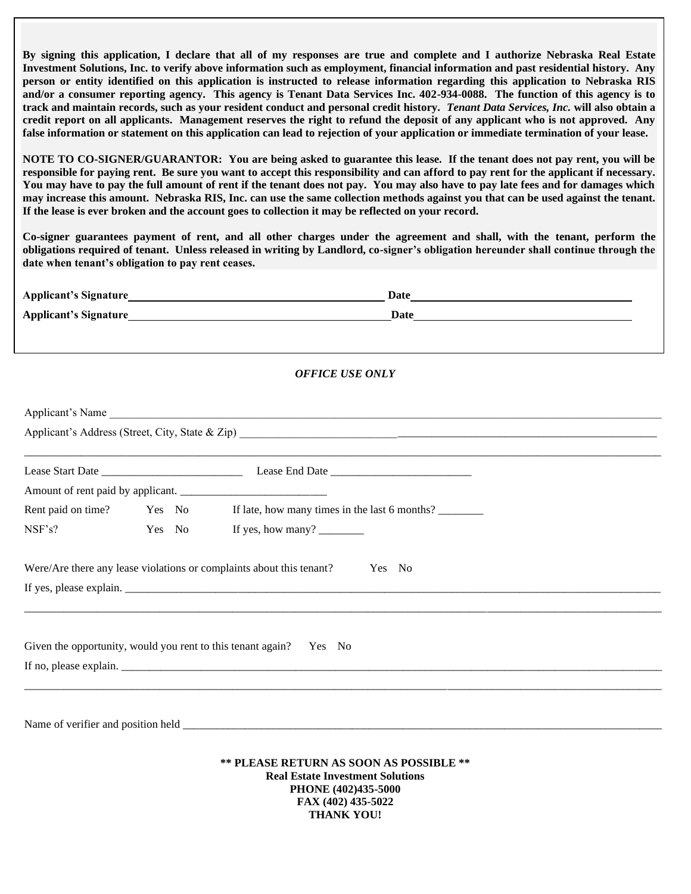**By signing this application, I declare that all of my responses are true and complete and I authorize Nebraska Real Estate Investment Solutions, Inc. to verify above information such as employment, financial information and past residential history. Any person or entity identified on this application is instructed to release information regarding this application to Nebraska RIS and/or a consumer reporting agency. This agency is Tenant Data Services Inc. 402-934-0088. The function of this agency is to track and maintain records, such as your resident conduct and personal credit history. *Tenant Data Services, Inc.* will also obtain a credit report on all applicants. Management reserves the right to refund the deposit of any applicant who is not approved. Any false information or statement on this application can lead to rejection of your application or immediate termination of your lease.**

**NOTE TO CO-SIGNER/GUARANTOR: You are being asked to guarantee this lease. If the tenant does not pay rent, you will be responsible for paying rent. Be sure you want to accept this responsibility and can afford to pay rent for the applicant if necessary. You may have to pay the full amount of rent if the tenant does not pay. You may also have to pay late fees and for damages which may increase this amount. Nebraska RIS, Inc. can use the same collection methods against you that can be used against the tenant. If the lease is ever broken and the account goes to collection it may be reflected on your record.**

**Co-signer guarantees payment of rent, and all other charges under the agreement and shall, with the tenant, perform the obligations required of tenant. Unless released in writing by Landlord, co-signer's obligation hereunder shall continue through the date when tenant's obligation to pay rent ceases.**

**Applicant's Signature**\_\_\_\_\_\_\_\_\_\_\_\_\_\_\_\_\_\_\_\_\_\_\_\_\_\_\_\_\_\_\_\_\_\_\_\_\_\_\_\_ **Date**\_\_\_\_\_\_\_\_\_\_\_\_\_\_\_\_\_\_\_\_\_\_\_\_\_\_\_\_\_\_\_\_\_\_\_\_

**Applicant's Signature**\_\_\_\_\_\_\_\_\_\_\_\_\_\_\_\_\_\_\_\_\_\_\_\_\_\_\_\_\_\_\_\_\_\_\_\_\_\_\_\_ **Date**\_\_\_\_\_\_\_\_\_\_\_\_\_\_\_\_\_\_\_\_\_\_\_\_\_\_\_\_\_\_\_\_\_\_\_\_

***OFFICE USE ONLY***

Applicant's Name \_\_\_\_\_\_\_\_\_\_\_\_\_\_\_\_\_\_\_\_\_\_\_\_\_\_\_\_\_\_\_\_\_\_\_\_\_\_\_\_\_\_\_\_\_\_\_\_\_\_\_\_\_\_\_\_\_\_\_\_\_\_\_\_\_\_\_\_\_\_

Applicant's Address (Street, City, State & Zip) \_\_\_\_\_\_\_\_\_\_\_\_\_\_\_\_\_\_\_\_\_\_\_\_\_\_\_\_\_\_\_\_\_\_\_\_\_\_\_\_\_\_\_\_\_\_\_\_

\_\_\_\_\_\_\_\_\_\_\_\_\_\_\_\_\_\_\_\_\_\_\_\_\_\_\_\_\_\_\_\_\_\_\_\_\_\_\_\_\_\_\_\_\_\_\_\_\_\_\_\_\_\_\_\_\_\_\_\_\_\_\_\_\_\_\_\_\_\_\_\_\_\_\_\_\_\_\_\_\_\_\_\_\_\_\_\_

Lease Start Date \_\_\_\_\_\_\_\_\_\_\_\_\_\_\_\_\_\_\_\_\_\_\_\_ Lease End Date \_\_\_\_\_\_\_\_\_\_\_\_\_\_\_\_\_\_\_\_\_\_\_\_\_

Amount of rent paid by applicant. \_\_\_\_\_\_\_\_\_\_\_\_\_\_\_\_\_\_\_\_\_\_\_\_\_\_

Rent paid on time? Yes No If late, how many times in the last 6 months? \_\_\_\_\_\_\_\_

NSF's? Yes No If yes, how many? \_\_\_\_\_\_\_\_

Were/Are there any lease violations or complaints about this tenant? Yes No

If yes, please explain. \_\_\_\_\_\_\_\_\_\_\_\_\_\_\_\_\_\_\_\_\_\_\_\_\_\_\_\_\_\_\_\_\_\_\_\_\_\_\_\_\_\_\_\_\_\_\_\_\_\_\_\_\_\_\_\_\_\_\_\_\_\_\_\_\_\_\_\_

\_\_\_\_\_\_\_\_\_\_\_\_\_\_\_\_\_\_\_\_\_\_\_\_\_\_\_\_\_\_\_\_\_\_\_\_\_\_\_\_\_\_\_\_\_\_\_\_\_\_\_\_\_\_\_\_\_\_\_\_\_\_\_\_\_\_\_\_\_\_\_\_\_\_\_\_\_\_\_\_\_\_\_\_\_\_\_\_

Given the opportunity, would you rent to this tenant again? Yes No

If no, please explain. \_\_\_\_\_\_\_\_\_\_\_\_\_\_\_\_\_\_\_\_\_\_\_\_\_\_\_\_\_\_\_\_\_\_\_\_\_\_\_\_\_\_\_\_\_\_\_\_\_\_\_\_\_\_\_\_\_\_\_\_\_\_\_\_\_\_\_\_\_

\_\_\_\_\_\_\_\_\_\_\_\_\_\_\_\_\_\_\_\_\_\_\_\_\_\_\_\_\_\_\_\_\_\_\_\_\_\_\_\_\_\_\_\_\_\_\_\_\_\_\_\_\_\_\_\_\_\_\_\_\_\_\_\_\_\_\_\_\_\_\_\_\_\_\_\_\_\_\_\_\_\_\_\_\_\_\_\_

Name of verifier and position held \_\_\_\_\_\_\_\_\_\_\_\_\_\_\_\_\_\_\_\_\_\_\_\_\_\_\_\_\_\_\_\_\_\_\_\_\_\_\_\_\_\_\_\_\_\_\_\_\_\_\_\_\_\_\_\_\_\_

**\*\* PLEASE RETURN AS SOON AS POSSIBLE \*\***
**Real Estate Investment Solutions**
**PHONE (402)435-5000**
**FAX (402) 435-5022**
**THANK YOU!**